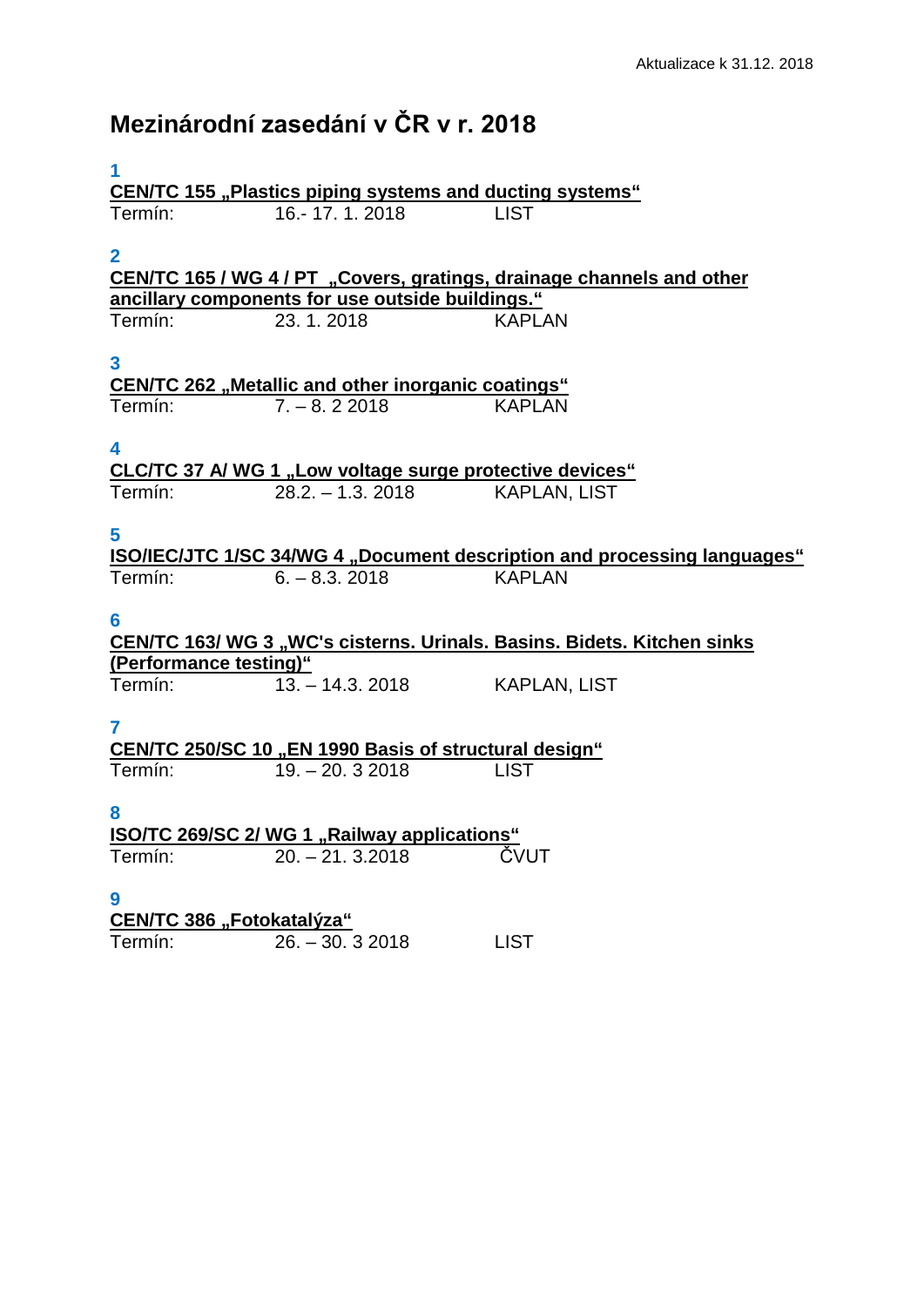Aktualizace k 31.12. 2018

# Mezinárodní zasedání v ČR v r. 2018

**1**

**CEN/TC 155 „Plastics piping systems and ducting systems“**

Termín: 16.- 17. 1. 2018 LIST

**2**

**CEN/TC 165 / WG 4 / PT „Covers, gratings, drainage channels and other ancillary components for use outside buildings.“**

Termín: 23. 1. 2018 KAPLAN

**3**

**CEN/TC 262 „Metallic and other inorganic coatings“**

Termín: 7. – 8. 2 2018 KAPLAN

**4**

**CLC/TC 37 A/ WG 1 „Low voltage surge protective devices“**

Termín: 28.2. – 1.3. 2018 KAPLAN, LIST

**5**

**ISO/IEC/JTC 1/SC 34/WG 4 „Document description and processing languages“**

Termín: 6. – 8.3. 2018 KAPLAN

**6**

**CEN/TC 163/ WG 3 „WC's cisterns. Urinals. Basins. Bidets. Kitchen sinks (Performance testing)“**

Termín: 13. – 14.3. 2018 KAPLAN, LIST

**7**

**CEN/TC 250/SC 10 „EN 1990 Basis of structural design“**

Termín: 19. – 20. 3 2018 LIST

**8**

**ISO/TC 269/SC 2/ WG 1 „Railway applications“**

Termín: 20. – 21. 3.2018 ČVUT

**9**

**CEN/TC 386 „Fotokatalýza“**

Termín: 26. – 30. 3 2018 LIST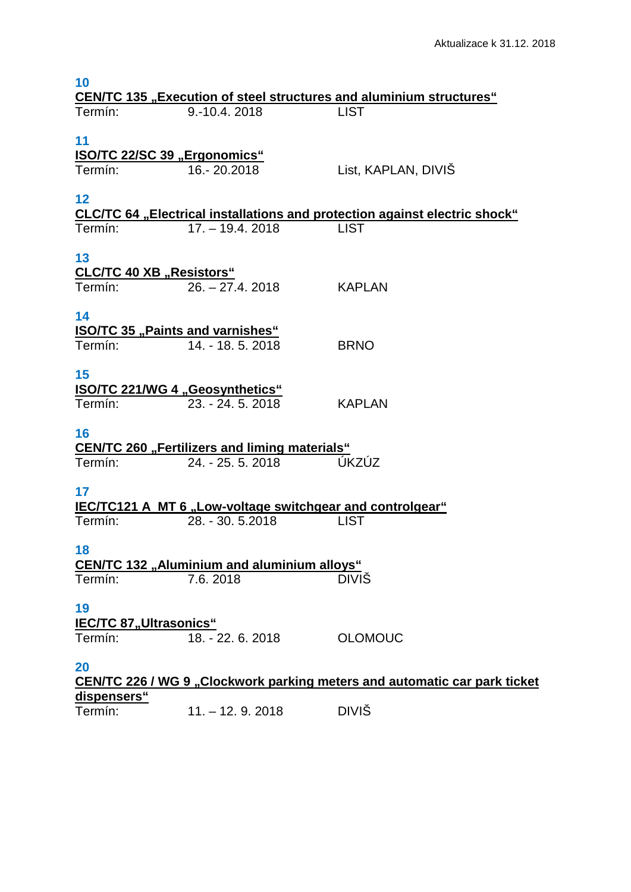Aktualizace k 31.12. 2018

**10**

**CEN/TC 135 „Execution of steel structures and aluminium structures“**

Termín: 9.-10.4. 2018 LIST

**11**

**ISO/TC 22/SC 39 „Ergonomics“**

Termín: 16.- 20.2018 List, KAPLAN, DIVIŠ

**12**

**CLC/TC 64 „Electrical installations and protection against electric shock“**

Termín: 17. – 19.4. 2018 LIST

**13**

**CLC/TC 40 XB „Resistors“**

Termín: 26. – 27.4. 2018 KAPLAN

**14**

**ISO/TC 35 „Paints and varnishes“**

Termín: 14. - 18. 5. 2018 BRNO

**15**

**ISO/TC 221/WG 4 „Geosynthetics“**

Termín: 23. - 24. 5. 2018 KAPLAN

**16**

**CEN/TC 260 „Fertilizers and liming materials“**

Termín: 24. - 25. 5. 2018 ÚKZÚZ

**17**

**IEC/TC121 A MT 6 „Low-voltage switchgear and controlgear“**

Termín: 28. - 30. 5.2018 LIST

**18**

**CEN/TC 132 „Aluminium and aluminium alloys“**

Termín: 7.6. 2018 DIVIŠ

**19**

**IEC/TC 87„Ultrasonics“**

Termín: 18. - 22. 6. 2018 OLOMOUC

**20**

**CEN/TC 226 / WG 9 „Clockwork parking meters and automatic car park ticket dispensers“**

Termín: 11. – 12. 9. 2018 DIVIŠ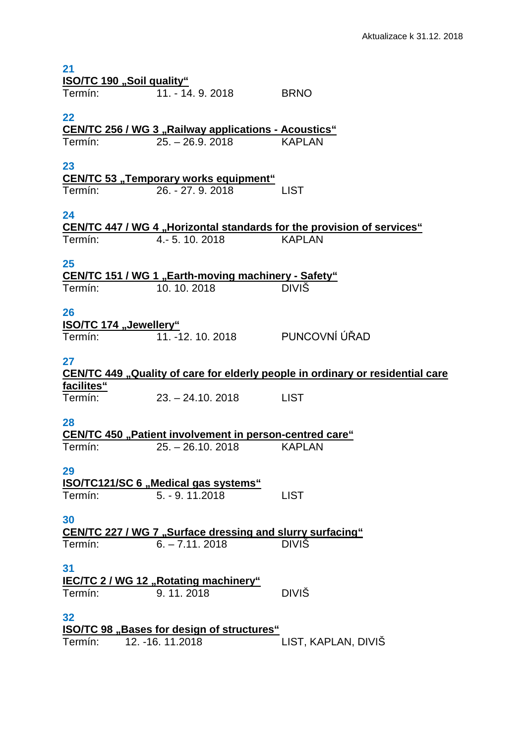Aktualizace k 31.12. 2018

**21**

**ISO/TC 190 „Soil quality“**

Termín: 11. - 14. 9. 2018 BRNO

**22**

**CEN/TC 256 / WG 3 „Railway applications - Acoustics“**

Termín: 25. – 26.9. 2018 KAPLAN

**23**

**CEN/TC 53 „Temporary works equipment“**

Termín: 26. - 27. 9. 2018 LIST

**24**

**CEN/TC 447 / WG 4 „Horizontal standards for the provision of services“**

Termín: 4.- 5. 10. 2018 KAPLAN

**25**

**CEN/TC 151 / WG 1 „Earth-moving machinery - Safety“**

Termín: 10. 10. 2018 DIVIŠ

**26**

**ISO/TC 174 „Jewellery“**

Termín: 11. -12. 10. 2018 PUNCOVNÍ ÚŘAD

**27**

**CEN/TC 449 „Quality of care for elderly people in ordinary or residential care facilites“**

Termín: 23. – 24.10. 2018 LIST

**28**

**CEN/TC 450 „Patient involvement in person-centred care“**

Termín: 25. – 26.10. 2018 KAPLAN

**29**

**ISO/TC121/SC 6 „Medical gas systems“**

Termín: 5. - 9. 11.2018 LIST

**30**

**CEN/TC 227 / WG 7 „Surface dressing and slurry surfacing“**

Termín: 6. – 7.11. 2018 DIVIŠ

**31**

**IEC/TC 2 / WG 12 „Rotating machinery“**

Termín: 9. 11. 2018 DIVIŠ

**32**

**ISO/TC 98 „Bases for design of structures“**

Termín: 12. -16. 11.2018 LIST, KAPLAN, DIVIŠ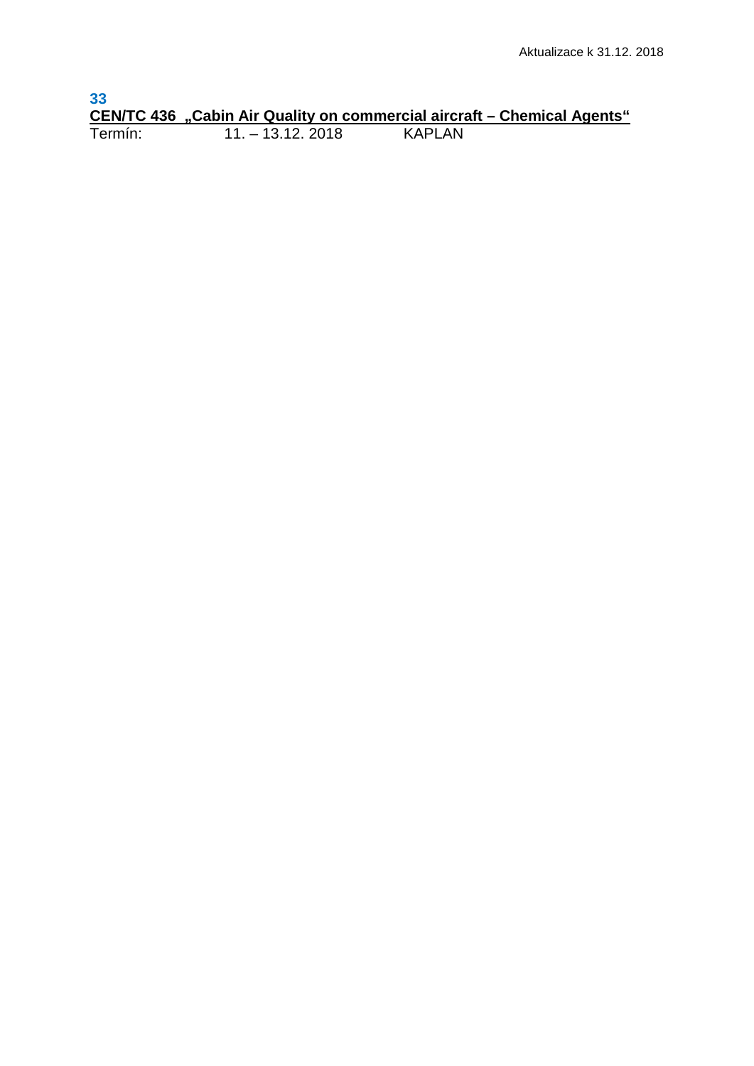**33**

**CEN/TC 436 „Cabin Air Quality on commercial aircraft – Chemical Agents“**

Termín: 11. – 13.12. 2018 KAPLAN